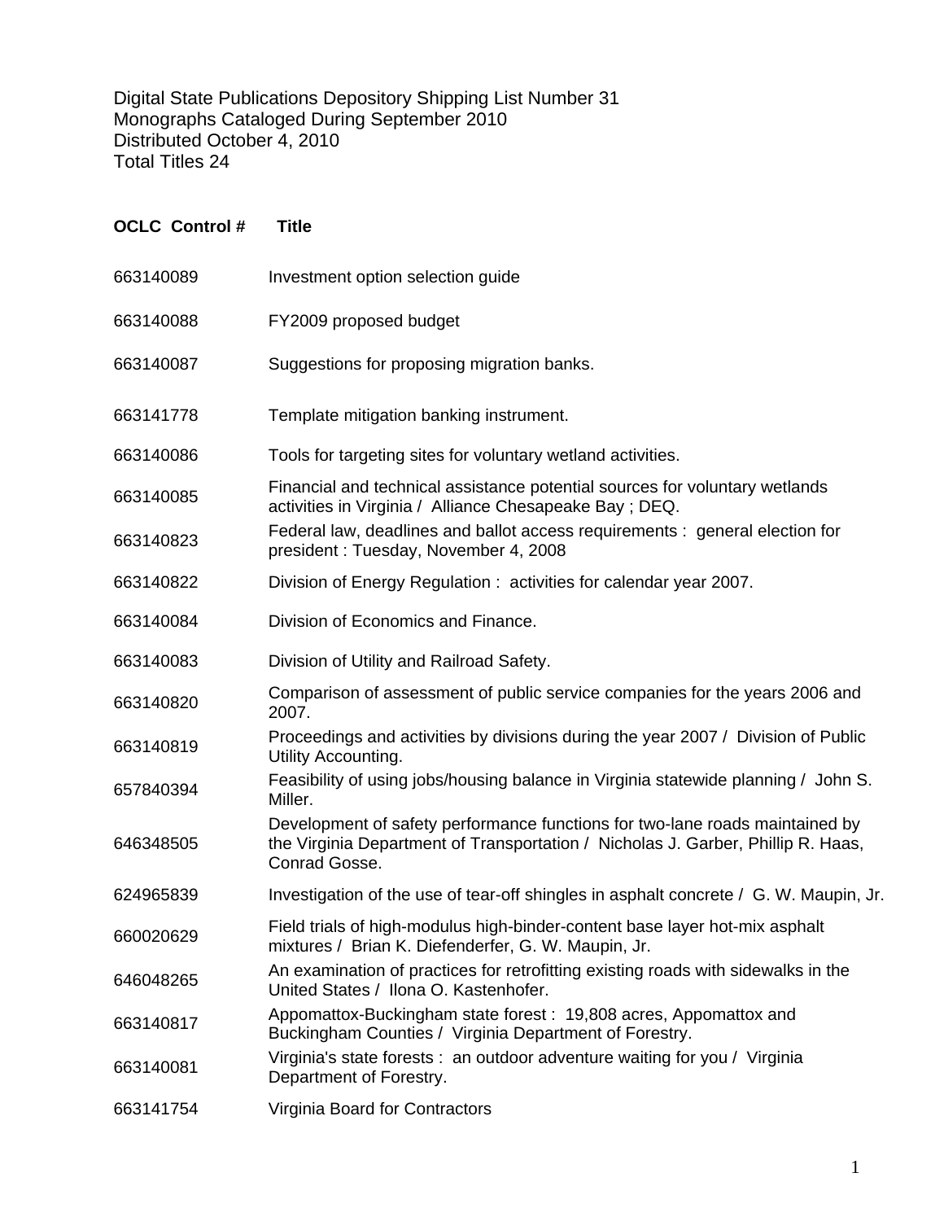Digital State Publications Depository Shipping List Number 31
Monographs Cataloged During September 2010
Distributed October 4, 2010
Total Titles 24

| OCLC Control # | Title |
| --- | --- |
| 663140089 | Investment option selection guide |
| 663140088 | FY2009 proposed budget |
| 663140087 | Suggestions for proposing migration banks. |
| 663141778 | Template mitigation banking instrument. |
| 663140086 | Tools for targeting sites for voluntary wetland activities. |
| 663140085 | Financial and technical assistance potential sources for voluntary wetlands activities in Virginia / Alliance Chesapeake Bay ; DEQ. |
| 663140823 | Federal law, deadlines and ballot access requirements : general election for president : Tuesday, November 4, 2008 |
| 663140822 | Division of Energy Regulation : activities for calendar year 2007. |
| 663140084 | Division of Economics and Finance. |
| 663140083 | Division of Utility and Railroad Safety. |
| 663140820 | Comparison of assessment of public service companies for the years 2006 and 2007. |
| 663140819 | Proceedings and activities by divisions during the year 2007 / Division of Public Utility Accounting. |
| 657840394 | Feasibility of using jobs/housing balance in Virginia statewide planning / John S. Miller. |
| 646348505 | Development of safety performance functions for two-lane roads maintained by the Virginia Department of Transportation / Nicholas J. Garber, Phillip R. Haas, Conrad Gosse. |
| 624965839 | Investigation of the use of tear-off shingles in asphalt concrete / G. W. Maupin, Jr. |
| 660020629 | Field trials of high-modulus high-binder-content base layer hot-mix asphalt mixtures / Brian K. Diefenderfer, G. W. Maupin, Jr. |
| 646048265 | An examination of practices for retrofitting existing roads with sidewalks in the United States / Ilona O. Kastenhofer. |
| 663140817 | Appomattox-Buckingham state forest : 19,808 acres, Appomattox and Buckingham Counties / Virginia Department of Forestry. |
| 663140081 | Virginia's state forests : an outdoor adventure waiting for you / Virginia Department of Forestry. |
| 663141754 | Virginia Board for Contractors |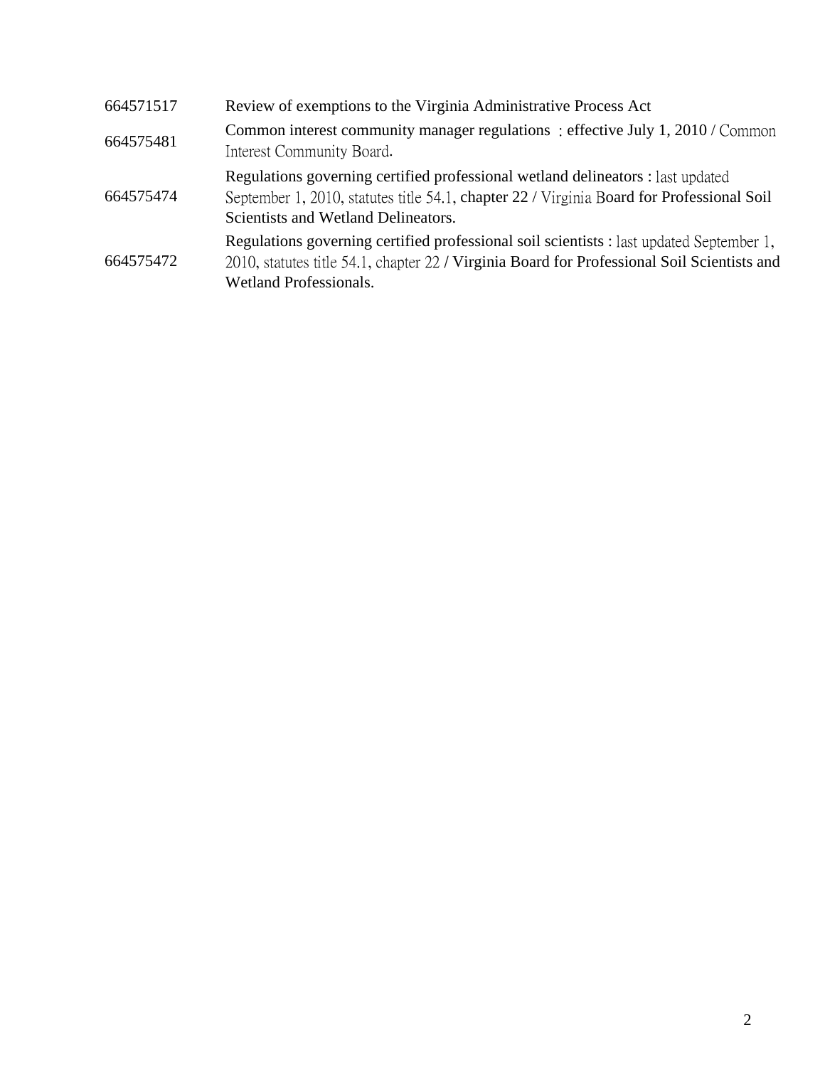| | |
|---|---|
| 664571517 | Review of exemptions to the Virginia Administrative Process Act |
| 664575481 | Common interest community manager regulations : effective July 1, 2010 / Common Interest Community Board. |
| 664575474 | Regulations governing certified professional wetland delineators : last updated September 1, 2010, statutes title 54.1, chapter 22 / Virginia Board for Professional Soil Scientists and Wetland Delineators. |
| 664575472 | Regulations governing certified professional soil scientists : last updated September 1, 2010, statutes title 54.1, chapter 22 / Virginia Board for Professional Soil Scientists and Wetland Professionals. |